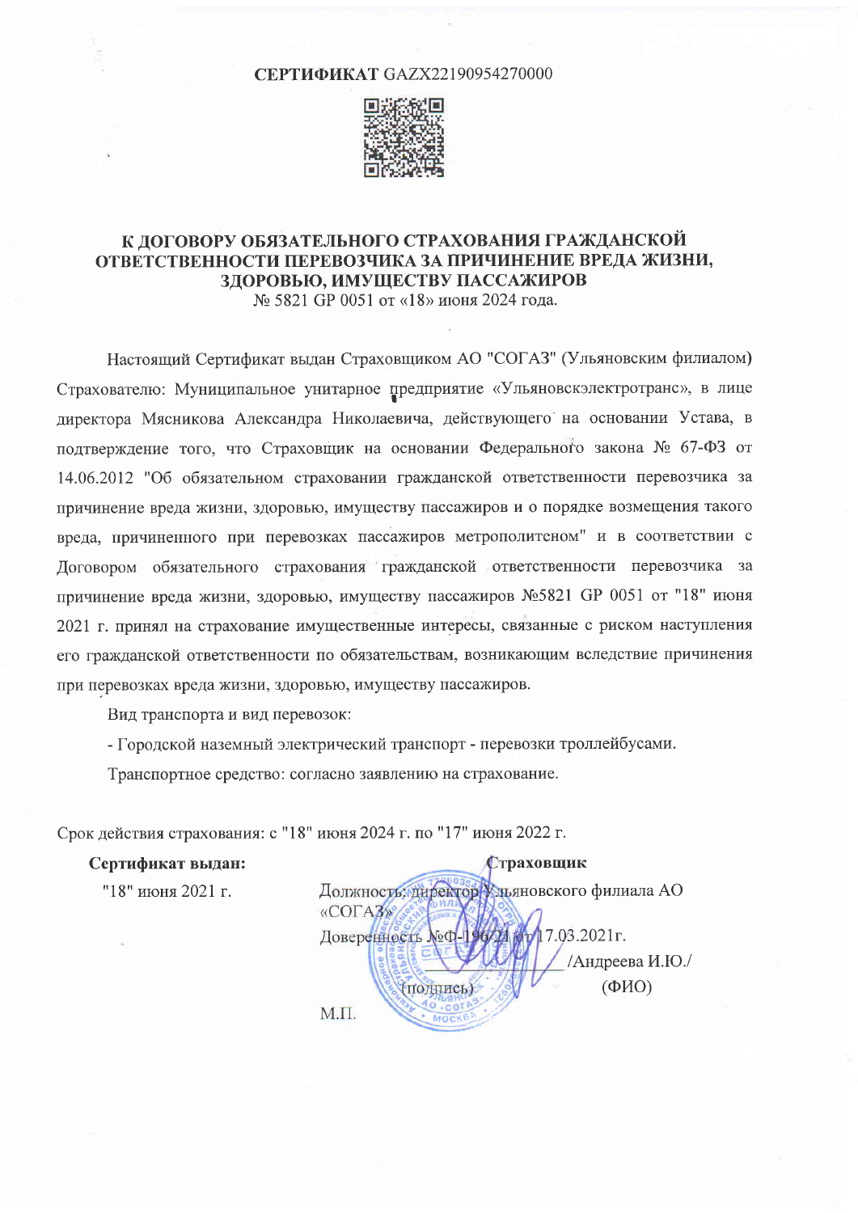**СЕРТИФИКАТ** GAZX22190954270000

## К ДОГОВОРУ ОБЯЗАТЕЛЬНОГО СТРАХОВАНИЯ ГРАЖДАНСКОЙ ОТВЕТСТВЕННОСТИ ПЕРЕВОЗЧИКА ЗА ПРИЧИНЕНИЕ ВРЕДА ЖИЗНИ, ЗДОРОВЬЮ, ИМУЩЕСТВУ ПАССАЖИРОВ

№ 5821 GP 0051 от «18» июня 2024 года.

Настоящий Сертификат выдан Страховщиком АО "СОГАЗ" (Ульяновским филиалом) Страхователю: Муниципальное унитарное предприятие «Ульяновскэлектротранс», в лице директора Мясникова Александра Николаевича, действующего на основании Устава, в подтверждение того, что Страховщик на основании Федерального закона № 67-ФЗ от 14.06.2012 "Об обязательном страховании гражданской ответственности перевозчика за причинение вреда жизни, здоровью, имуществу пассажиров и о порядке возмещения такого вреда, причиненного при перевозках пассажиров метрополитеном" и в соответствии с Договором обязательного страхования гражданской ответственности перевозчика за причинение вреда жизни, здоровью, имуществу пассажиров №5821 GP 0051 от "18" июня 2021 г. принял на страхование имущественные интересы, связанные с риском наступления его гражданской ответственности по обязательствам, возникающим вследствие причинения при перевозках вреда жизни, здоровью, имуществу пассажиров.

Вид транспорта и вид перевозок:

- Городской наземный электрический транспорт - перевозки троллейбусами.

Транспортное средство: согласно заявлению на страхование.

Срок действия страхования: с "18" июня 2024 г. по "17" июня 2022 г.

**Сертификат выдан:**

"18" июня 2021 г.

**Страховщик**

Должность: директор Ульяновского филиала АО «СОГАЗ»

Доверенность №Ф-196/21 от 17.03.2021г.

_______________ /Андреева И.Ю./

(подпись) (ФИО)

М.П.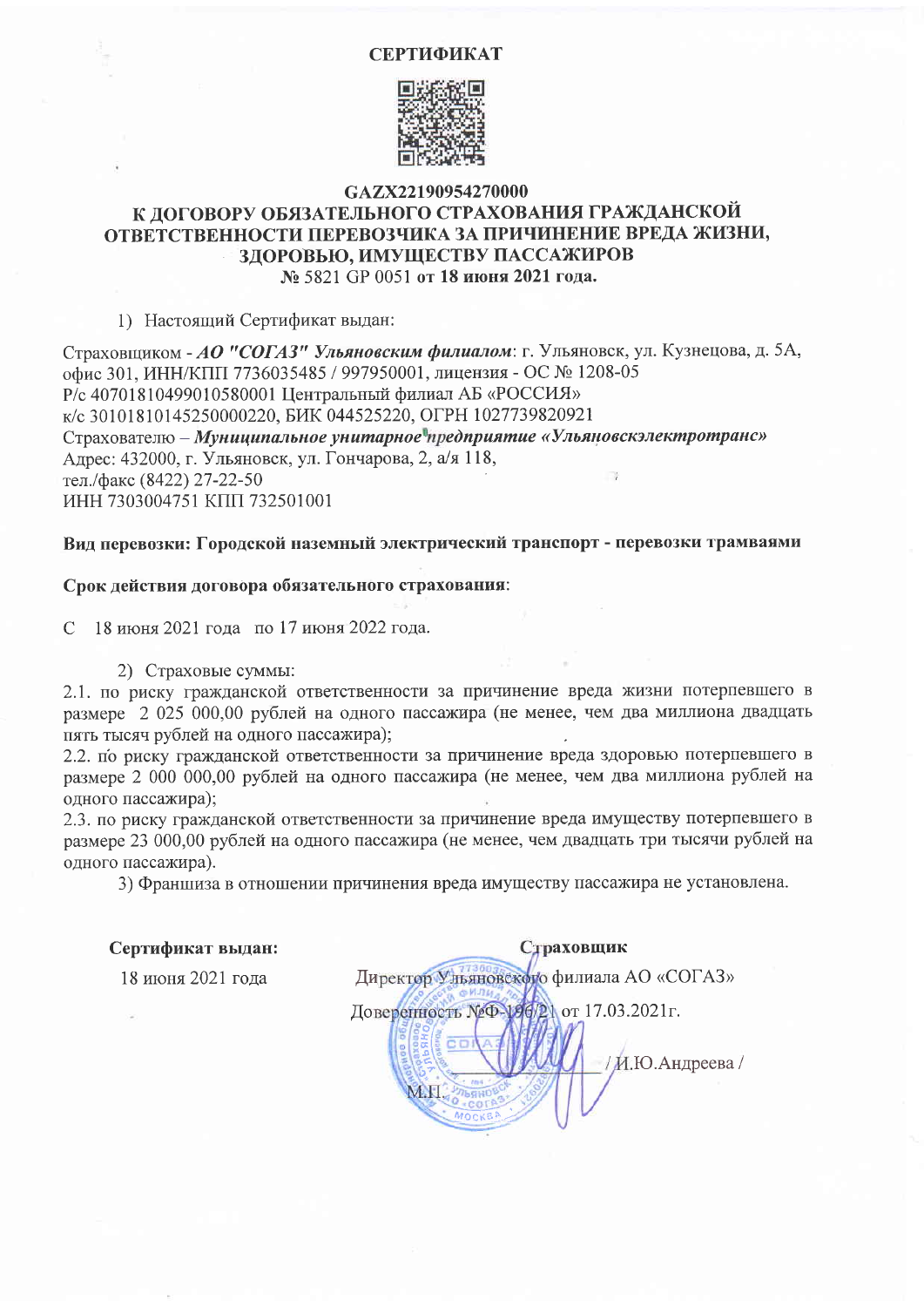# СЕРТИФИКАТ

**GAZX22190954270000**

**К ДОГОВОРУ ОБЯЗАТЕЛЬНОГО СТРАХОВАНИЯ ГРАЖДАНСКОЙ ОТВЕТСТВЕННОСТИ ПЕРЕВОЗЧИКА ЗА ПРИЧИНЕНИЕ ВРЕДА ЖИЗНИ, ЗДОРОВЬЮ, ИМУЩЕСТВУ ПАССАЖИРОВ**

№ 5821 GP 0051 **от 18 июня 2021 года.**

1) Настоящий Сертификат выдан:

Страховщиком - ***АО "СОГАЗ" Ульяновским филиалом***: г. Ульяновск, ул. Кузнецова, д. 5А, офис 301, ИНН/КПП 7736035485 / 997950001, лицензия - ОС № 1208-05
Р/с 40701810499010580001 Центральный филиал АБ «РОССИЯ»
к/с 30101810145250000220, БИК 044525220, ОГРН 1027739820921
Страхователю – ***Муниципальное унитарное предприятие «Ульяновскэлектротранс»***
Адрес: 432000, г. Ульяновск, ул. Гончарова, 2, а/я 118,
тел./факс (8422) 27-22-50
ИНН 7303004751 КПП 732501001

**Вид перевозки: Городской наземный электрический транспорт - перевозки трамваями**

**Срок действия договора обязательного страхования**:

С 18 июня 2021 года по 17 июня 2022 года.

2) Страховые суммы:

2.1. по риску гражданской ответственности за причинение вреда жизни потерпевшего в размере 2 025 000,00 рублей на одного пассажира (не менее, чем два миллиона двадцать пять тысяч рублей на одного пассажира);

2.2. по риску гражданской ответственности за причинение вреда здоровью потерпевшего в размере 2 000 000,00 рублей на одного пассажира (не менее, чем два миллиона рублей на одного пассажира);

2.3. по риску гражданской ответственности за причинение вреда имуществу потерпевшего в размере 23 000,00 рублей на одного пассажира (не менее, чем двадцать три тысячи рублей на одного пассажира).

3) Франшиза в отношении причинения вреда имуществу пассажира не установлена.

**Сертификат выдан:**

18 июня 2021 года

**Страховщик**

Директор Ульяновского филиала АО «СОГАЗ»

Доверенность №Ф-196/21 от 17.03.2021г.

_______________ / И.Ю.Андреева /

М.П.